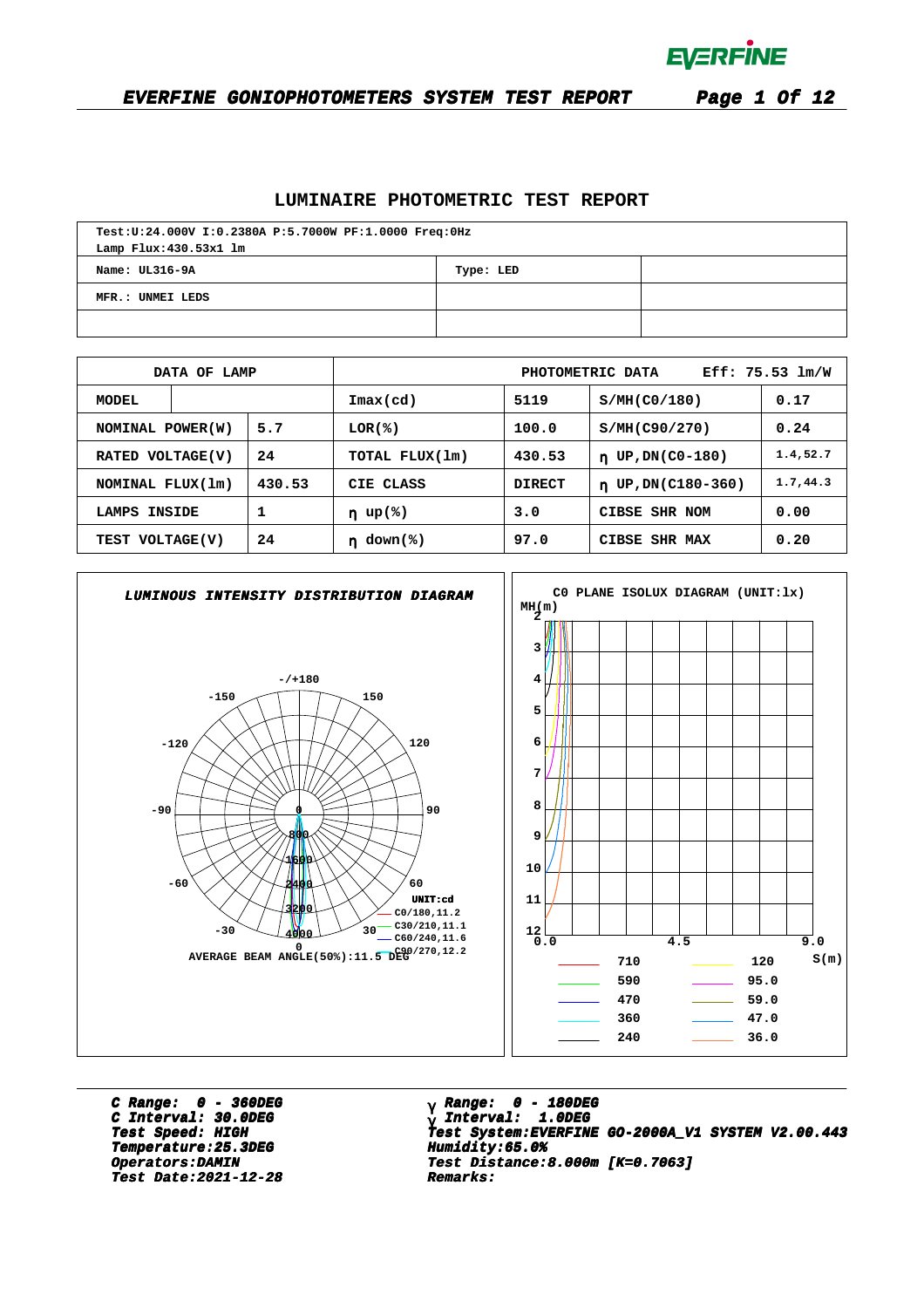# LUMINAIRE PHOTOMETRIC TEST REPORT

| Test:U:24.000V I:0.2380A P:5.7000W PF:1.0000 Freq:0Hz<br>Lamp Flux:430.53x1 lm | | |
|---|---|---|
| Name: UL316-9A | Type: LED | |
| MFR.: UNMEI LEDS | | |
| | | |

| DATA OF LAMP | | | PHOTOMETRIC DATA | Eff: 75.53 lm/W | | |
|---|---|---|---|---|---|---|
| MODEL | | | Imax(cd) | 5119 | S/MH(C0/180) | 0.17 |
| NOMINAL POWER(W) | | 5.7 | LOR(%) | 100.0 | S/MH(C90/270) | 0.24 |
| RATED VOLTAGE(V) | | 24 | TOTAL FLUX(lm) | 430.53 | η UP,DN(C0-180) | 1.4,52.7 |
| NOMINAL FLUX(lm) | | 430.53 | CIE CLASS | DIRECT | η UP,DN(C180-360) | 1.7,44.3 |
| LAMPS INSIDE | | 1 | η up(%) | 3.0 | CIBSE SHR NOM | 0.00 |
| TEST VOLTAGE(V) | | 24 | η down(%) | 97.0 | CIBSE SHR MAX | 0.20 |

***LUMINOUS INTENSITY DISTRIBUTION DIAGRAM***

UNIT:cd

C0/180,11.2
C30/210,11.1
C60/240,11.6
C90/270,12.2

AVERAGE BEAM ANGLE(50%):11.5 DEG

C0 PLANE ISOLUX DIAGRAM (UNIT:lx)

| | | | |
|---|---|---|---|
| | 710 | | 120 |
| | 590 | | 95.0 |
| | 470 | | 59.0 |
| | 360 | | 47.0 |
| | 240 | | 36.0 |

***C Range: 0 - 360DEG***
***C Interval: 30.0DEG***
***Test Speed: HIGH***
***Temperature:25.3DEG***
***Operators:DAMIN***
***Test Date:2021-12-28***

***γ Range: 0 - 180DEG***
***γ Interval: 1.0DEG***
***Test System:EVERFINE GO-2000A_V1 SYSTEM V2.00.443***
***Humidity:65.0%***
***Test Distance:8.000m [K=0.7063]***
***Remarks:***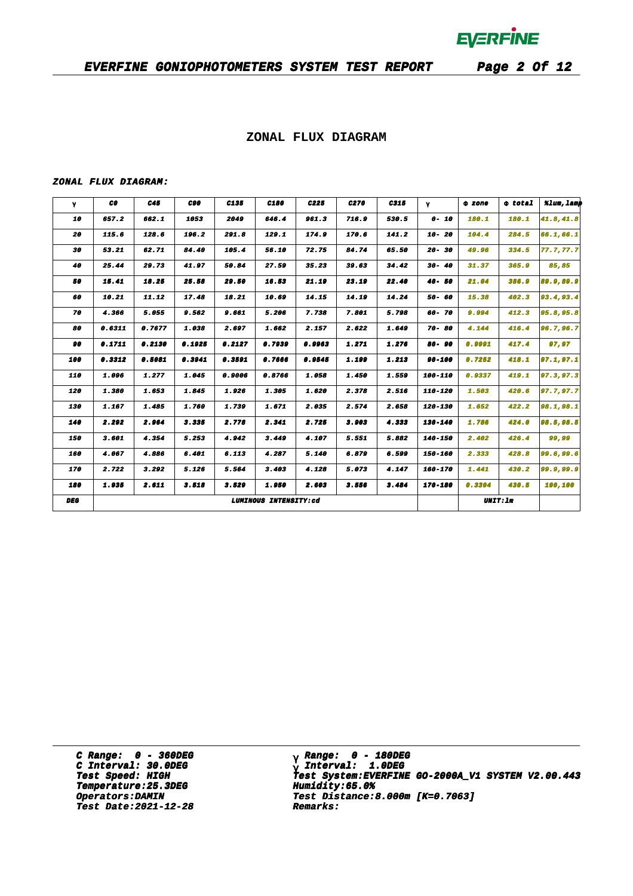## ZONAL FLUX DIAGRAM

***ZONAL FLUX DIAGRAM:***

| γ | C0 | C45 | C90 | C135 | C180 | C225 | C270 | C315 | γ | Φ zone | Φ total | %lum,lamp |
|---|---|---|---|---|---|---|---|---|---|---|---|---|
| 10 | 657.2 | 662.1 | 1053 | 2049 | 646.4 | 961.3 | 716.9 | 530.5 | 0- 10 | 180.1 | 180.1 | 41.8,41.8 |
| 20 | 115.6 | 128.6 | 196.2 | 291.8 | 129.1 | 174.9 | 170.6 | 141.2 | 10- 20 | 104.4 | 284.5 | 66.1,66.1 |
| 30 | 53.21 | 62.71 | 84.40 | 105.4 | 56.10 | 72.75 | 84.74 | 65.50 | 20- 30 | 49.96 | 334.5 | 77.7,77.7 |
| 40 | 25.44 | 29.73 | 41.97 | 50.84 | 27.59 | 35.23 | 39.63 | 34.42 | 30- 40 | 31.37 | 365.9 | 85,85 |
| 50 | 15.41 | 18.25 | 25.58 | 29.50 | 16.53 | 21.19 | 23.19 | 22.40 | 40- 50 | 21.04 | 386.9 | 89.9,89.9 |
| 60 | 10.21 | 11.12 | 17.48 | 18.21 | 10.69 | 14.15 | 14.19 | 14.24 | 50- 60 | 15.38 | 402.3 | 93.4,93.4 |
| 70 | 4.366 | 5.055 | 9.562 | 9.661 | 5.206 | 7.738 | 7.801 | 5.798 | 60- 70 | 9.994 | 412.3 | 95.8,95.8 |
| 80 | 0.6311 | 0.7677 | 1.038 | 2.697 | 1.662 | 2.157 | 2.622 | 1.649 | 70- 80 | 4.144 | 416.4 | 96.7,96.7 |
| 90 | 0.1711 | 0.2130 | 0.1925 | 0.2127 | 0.7939 | 0.9963 | 1.271 | 1.276 | 80- 90 | 0.9991 | 417.4 | 97,97 |
| 100 | 0.3312 | 0.5081 | 0.3941 | 0.3591 | 0.7666 | 0.9545 | 1.199 | 1.213 | 90-100 | 0.7252 | 418.1 | 97.1,97.1 |
| 110 | 1.096 | 1.277 | 1.045 | 0.9006 | 0.8766 | 1.058 | 1.450 | 1.559 | 100-110 | 0.9337 | 419.1 | 97.3,97.3 |
| 120 | 1.380 | 1.653 | 1.845 | 1.926 | 1.305 | 1.620 | 2.378 | 2.516 | 110-120 | 1.503 | 420.6 | 97.7,97.7 |
| 130 | 1.167 | 1.485 | 1.760 | 1.739 | 1.671 | 2.035 | 2.574 | 2.658 | 120-130 | 1.652 | 422.2 | 98.1,98.1 |
| 140 | 2.292 | 2.964 | 3.335 | 2.778 | 2.341 | 2.725 | 3.903 | 4.333 | 130-140 | 1.786 | 424.0 | 98.5,98.5 |
| 150 | 3.601 | 4.354 | 5.253 | 4.942 | 3.449 | 4.107 | 5.551 | 5.882 | 140-150 | 2.402 | 426.4 | 99,99 |
| 160 | 4.067 | 4.886 | 6.401 | 6.113 | 4.287 | 5.140 | 6.879 | 6.599 | 150-160 | 2.333 | 428.8 | 99.6,99.6 |
| 170 | 2.722 | 3.292 | 5.126 | 5.564 | 3.403 | 4.128 | 5.073 | 4.147 | 160-170 | 1.441 | 430.2 | 99.9,99.9 |
| 180 | 1.935 | 2.611 | 3.518 | 3.520 | 1.950 | 2.603 | 3.556 | 3.484 | 170-180 | 0.3304 | 430.5 | 100,100 |
| DEG | LUMINOUS INTENSITY:cd | | | | | | | | | UNIT:lm | | |

***C Range: 0 - 360DEG***
***C Interval: 30.0DEG***
***Test Speed: HIGH***
***Temperature:25.3DEG***
***Operators:DAMIN***
***Test Date:2021-12-28***

***γ Range: 0 - 180DEG***
***γ Interval: 1.0DEG***
***Test System:EVERFINE GO-2000A_V1 SYSTEM V2.00.443***
***Humidity:65.0%***
***Test Distance:8.000m [K=0.7063]***
***Remarks:***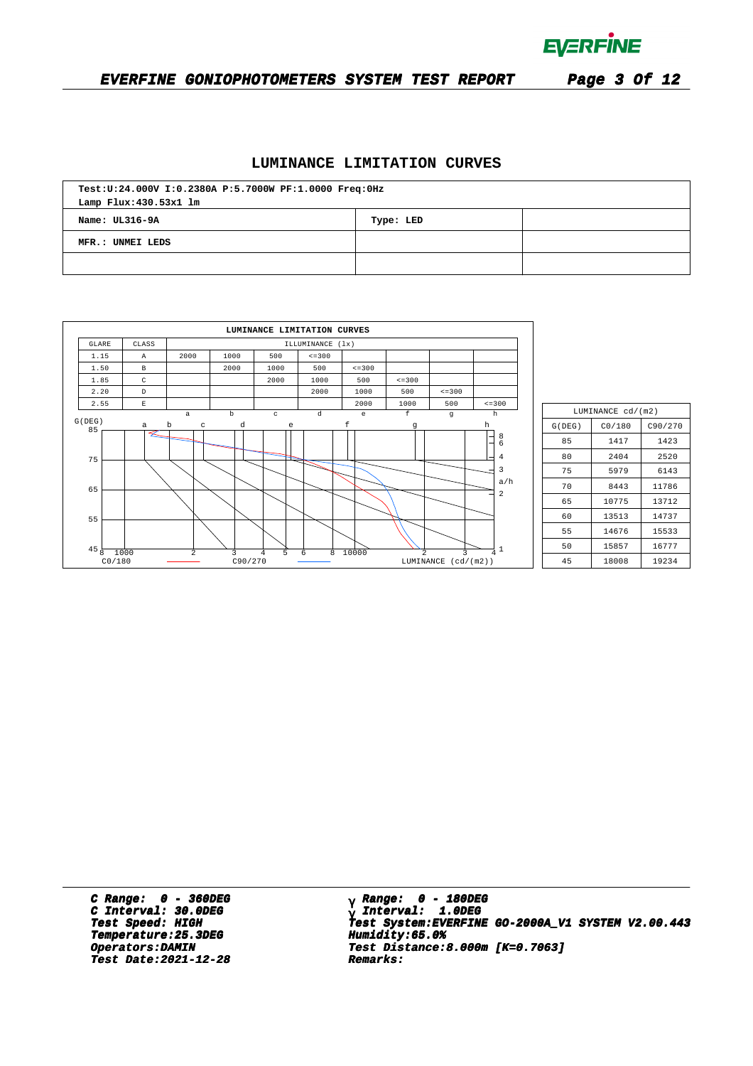# LUMINANCE LIMITATION CURVES

| Test:U:24.000V I:0.2380A P:5.7000W PF:1.0000 Freq:0Hz<br>Lamp Flux:430.53x1 lm | | |
|---|---|---|
| Name: UL316-9A | Type: LED | |
| MFR.: UNMEI LEDS | | |
| | | |

**LUMINANCE LIMITATION CURVES**

| GLARE | CLASS | ILLUMINANCE (lx) | | | | | | | |
|---|---|---|---|---|---|---|---|---|---|
| 1.15 | A | 2000 | 1000 | 500 | <=300 | | | | |
| 1.50 | B | | 2000 | 1000 | 500 | <=300 | | | |
| 1.85 | C | | | 2000 | 1000 | 500 | <=300 | | |
| 2.20 | D | | | | 2000 | 1000 | 500 | <=300 | |
| 2.55 | E | | | | | 2000 | 1000 | 500 | <=300 |
| | | a | b | c | d | e | f | g | h |

G(DEG) axis: 45, 55, 65, 75, 85; LUMINANCE (cd/(m2)) axis: 8, 1000, 2, 3, 4, 5, 6, 8, 10000, 2, 3, 4

Legend: C0/180 (red), C90/270 (blue)

| LUMINANCE cd/(m2) | | |
|---|---|---|
| G(DEG) | C0/180 | C90/270 |
| 85 | 1417 | 1423 |
| 80 | 2404 | 2520 |
| 75 | 5979 | 6143 |
| 70 | 8443 | 11786 |
| 65 | 10775 | 13712 |
| 60 | 13513 | 14737 |
| 55 | 14676 | 15533 |
| 50 | 15857 | 16777 |
| 45 | 18008 | 19234 |

**C Range: 0 - 360DEG**
**C Interval: 30.0DEG**
**Test Speed: HIGH**
**Temperature:25.3DEG**
**Operators:DAMIN**
**Test Date:2021-12-28**

**γ Range: 0 - 180DEG**
**γ Interval: 1.0DEG**
**Test System:EVERFINE GO-2000A_V1 SYSTEM V2.00.443**
**Humidity:65.0%**
**Test Distance:8.000m [K=0.7063]**
**Remarks:**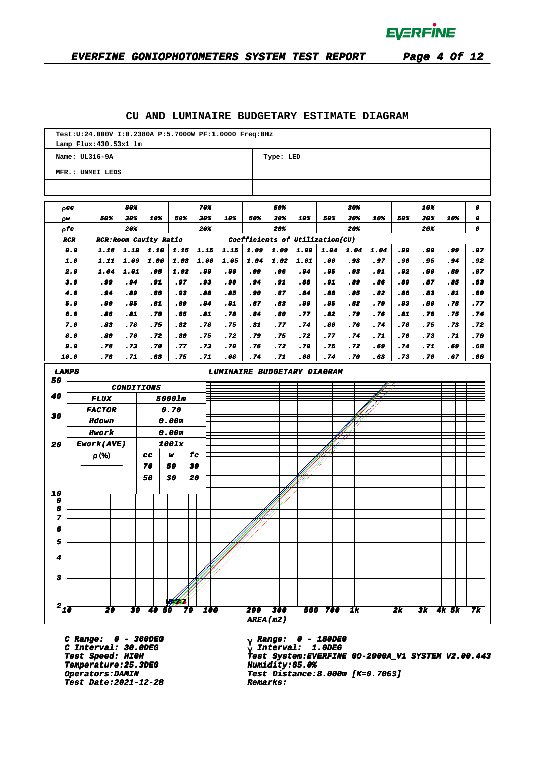## CU AND LUMINAIRE BUDGETARY ESTIMATE DIAGRAM

Test:U:24.000V I:0.2380A P:5.7000W PF:1.0000 Freq:0Hz
Lamp Flux:430.53x1 lm

| Name: UL316-9A | Type: LED | |
|---|---|---|
| MFR.: UNMEI LEDS | | |
| | | |

| ρcc | 80% | | | 70% | | | 50% | | | 30% | | | 10% | | | 0 |
|---|---|---|---|---|---|---|---|---|---|---|---|---|---|---|---|---|
| ρw | 50% | 30% | 10% | 50% | 30% | 10% | 50% | 30% | 10% | 50% | 30% | 10% | 50% | 30% | 10% | 0 |
| ρfc | | 20% | | | 20% | | | 20% | | | 20% | | | 20% | | 0 |
| RCR | RCR:Room Cavity Ratio | | | | | | Coefficients of Utilization(CU) | | | | | | | | | |
| 0.0 | 1.18 | 1.18 | 1.18 | 1.15 | 1.15 | 1.15 | 1.09 | 1.09 | 1.09 | 1.04 | 1.04 | 1.04 | .99 | .99 | .99 | .97 |
| 1.0 | 1.11 | 1.09 | 1.06 | 1.08 | 1.06 | 1.05 | 1.04 | 1.02 | 1.01 | .00 | .98 | .97 | .96 | .95 | .94 | .92 |
| 2.0 | 1.04 | 1.01 | .98 | 1.02 | .99 | .96 | .99 | .96 | .94 | .95 | .93 | .91 | .92 | .90 | .89 | .87 |
| 3.0 | .99 | .94 | .91 | .97 | .93 | .90 | .94 | .91 | .88 | .91 | .89 | .86 | .89 | .87 | .85 | .83 |
| 4.0 | .94 | .89 | .86 | .93 | .88 | .85 | .90 | .87 | .84 | .88 | .85 | .82 | .86 | .83 | .81 | .80 |
| 5.0 | .90 | .85 | .81 | .89 | .84 | .81 | .87 | .83 | .80 | .85 | .82 | .79 | .83 | .80 | .78 | .77 |
| 6.0 | .86 | .81 | .78 | .85 | .81 | .78 | .84 | .80 | .77 | .82 | .79 | .76 | .81 | .78 | .75 | .74 |
| 7.0 | .83 | .78 | .75 | .82 | .78 | .75 | .81 | .77 | .74 | .80 | .76 | .74 | .78 | .75 | .73 | .72 |
| 8.0 | .80 | .76 | .72 | .80 | .75 | .72 | .79 | .75 | .72 | .77 | .74 | .71 | .76 | .73 | .71 | .70 |
| 9.0 | .78 | .73 | .70 | .77 | .73 | .70 | .76 | .72 | .70 | .75 | .72 | .69 | .74 | .71 | .69 | .68 |
| 10.0 | .76 | .71 | .68 | .75 | .71 | .68 | .74 | .71 | .68 | .74 | .70 | .68 | .73 | .70 | .67 | .66 |

**LUMINAIRE BUDGETARY DIAGRAM**

| CONDITIONS | | | |
|---|---|---|---|
| FLUX | 5000lm | | |
| FACTOR | 0.70 | | |
| Hdown | 0.00m | | |
| Hwork | 0.00m | | |
| Ework(AVE) | 100lx | | |
| ρ(%) | cc | w | fc |
| ———— | 70 | 50 | 30 |
| ———— | 50 | 30 | 20 |

LAMPS (2–50) vs AREA(m2) (10–7k)

C Range: 0 - 360DEG
C Interval: 30.0DEG
Test Speed: HIGH
Temperature:25.3DEG
Operators:DAMIN
Test Date:2021-12-28

γ Range: 0 - 180DEG
γ Interval: 1.0DEG
Test System:EVERFINE GO-2000A_V1 SYSTEM V2.00.443
Humidity:65.0%
Test Distance:8.000m [K=0.7063]
Remarks: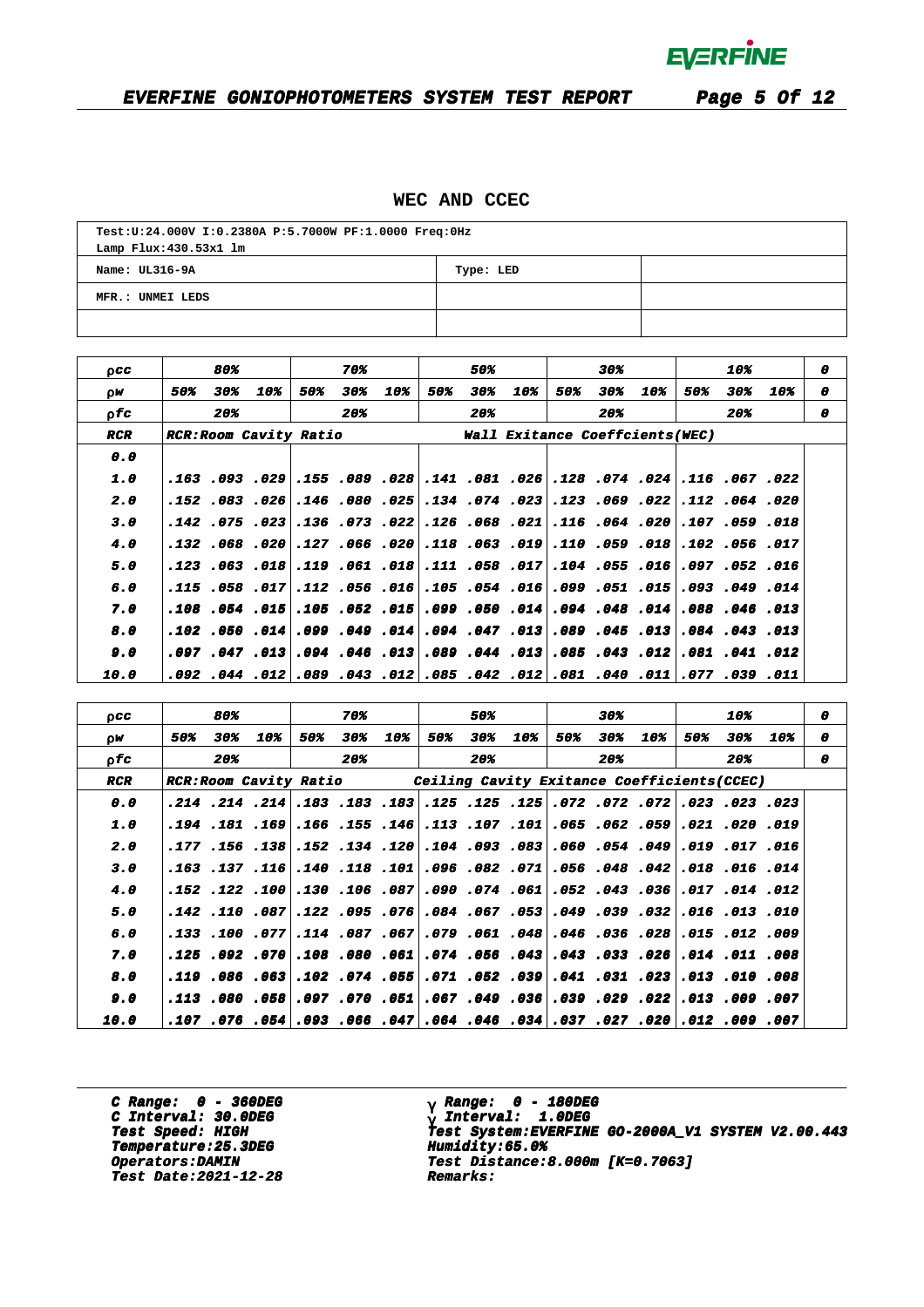## WEC AND CCEC

| Test:U:24.000V I:0.2380A P:5.7000W PF:1.0000 Freq:0Hz<br>Lamp Flux:430.53x1 lm | | |
|---|---|---|
| Name: UL316-9A | Type: LED | |
| MFR.: UNMEI LEDS | | |
| | | |

| ρcc | 80% | | | 70% | | | 50% | | | 30% | | | 10% | | | 0 |
|---|---|---|---|---|---|---|---|---|---|---|---|---|---|---|---|---|
| ρw | 50% | 30% | 10% | 50% | 30% | 10% | 50% | 30% | 10% | 50% | 30% | 10% | 50% | 30% | 10% | 0 |
| ρfc | 20% | | | 20% | | | 20% | | | 20% | | | 20% | | | 0 |
| RCR | RCR:Room Cavity Ratio | | | | | | Wall Exitance Coeffcients(WEC) | | | | | | | | | |
| 0.0 | | | | | | | | | | | | | | | | |
| 1.0 | .163 | .093 | .029 | .155 | .089 | .028 | .141 | .081 | .026 | .128 | .074 | .024 | .116 | .067 | .022 | |
| 2.0 | .152 | .083 | .026 | .146 | .080 | .025 | .134 | .074 | .023 | .123 | .069 | .022 | .112 | .064 | .020 | |
| 3.0 | .142 | .075 | .023 | .136 | .073 | .022 | .126 | .068 | .021 | .116 | .064 | .020 | .107 | .059 | .018 | |
| 4.0 | .132 | .068 | .020 | .127 | .066 | .020 | .118 | .063 | .019 | .110 | .059 | .018 | .102 | .056 | .017 | |
| 5.0 | .123 | .063 | .018 | .119 | .061 | .018 | .111 | .058 | .017 | .104 | .055 | .016 | .097 | .052 | .016 | |
| 6.0 | .115 | .058 | .017 | .112 | .056 | .016 | .105 | .054 | .016 | .099 | .051 | .015 | .093 | .049 | .014 | |
| 7.0 | .108 | .054 | .015 | .105 | .052 | .015 | .099 | .050 | .014 | .094 | .048 | .014 | .088 | .046 | .013 | |
| 8.0 | .102 | .050 | .014 | .099 | .049 | .014 | .094 | .047 | .013 | .089 | .045 | .013 | .084 | .043 | .013 | |
| 9.0 | .097 | .047 | .013 | .094 | .046 | .013 | .089 | .044 | .013 | .085 | .043 | .012 | .081 | .041 | .012 | |
| 10.0 | .092 | .044 | .012 | .089 | .043 | .012 | .085 | .042 | .012 | .081 | .040 | .011 | .077 | .039 | .011 | |

| ρcc | 80% | | | 70% | | | 50% | | | 30% | | | 10% | | | 0 |
|---|---|---|---|---|---|---|---|---|---|---|---|---|---|---|---|---|
| ρw | 50% | 30% | 10% | 50% | 30% | 10% | 50% | 30% | 10% | 50% | 30% | 10% | 50% | 30% | 10% | 0 |
| ρfc | 20% | | | 20% | | | 20% | | | 20% | | | 20% | | | 0 |
| RCR | RCR:Room Cavity Ratio | | | | | Ceiling Cavity Exitance Coefficients(CCEC) | | | | | | | | | | |
| 0.0 | .214 | .214 | .214 | .183 | .183 | .183 | .125 | .125 | .125 | .072 | .072 | .072 | .023 | .023 | .023 | |
| 1.0 | .194 | .181 | .169 | .166 | .155 | .146 | .113 | .107 | .101 | .065 | .062 | .059 | .021 | .020 | .019 | |
| 2.0 | .177 | .156 | .138 | .152 | .134 | .120 | .104 | .093 | .083 | .060 | .054 | .049 | .019 | .017 | .016 | |
| 3.0 | .163 | .137 | .116 | .140 | .118 | .101 | .096 | .082 | .071 | .056 | .048 | .042 | .018 | .016 | .014 | |
| 4.0 | .152 | .122 | .100 | .130 | .106 | .087 | .090 | .074 | .061 | .052 | .043 | .036 | .017 | .014 | .012 | |
| 5.0 | .142 | .110 | .087 | .122 | .095 | .076 | .084 | .067 | .053 | .049 | .039 | .032 | .016 | .013 | .010 | |
| 6.0 | .133 | .100 | .077 | .114 | .087 | .067 | .079 | .061 | .048 | .046 | .036 | .028 | .015 | .012 | .009 | |
| 7.0 | .125 | .092 | .070 | .108 | .080 | .061 | .074 | .056 | .043 | .043 | .033 | .026 | .014 | .011 | .008 | |
| 8.0 | .119 | .086 | .063 | .102 | .074 | .055 | .071 | .052 | .039 | .041 | .031 | .023 | .013 | .010 | .008 | |
| 9.0 | .113 | .080 | .058 | .097 | .070 | .051 | .067 | .049 | .036 | .039 | .029 | .022 | .013 | .009 | .007 | |
| 10.0 | .107 | .076 | .054 | .093 | .066 | .047 | .064 | .046 | .034 | .037 | .027 | .020 | .012 | .009 | .007 | |

C Range: 0 - 360DEG
C Interval: 30.0DEG
Test Speed: HIGH
Temperature:25.3DEG
Operators:DAMIN
Test Date:2021-12-28

γ Range: 0 - 180DEG
γ Interval: 1.0DEG
Test System:EVERFINE GO-2000A_V1 SYSTEM V2.00.443
Humidity:65.0%
Test Distance:8.000m [K=0.7063]
Remarks: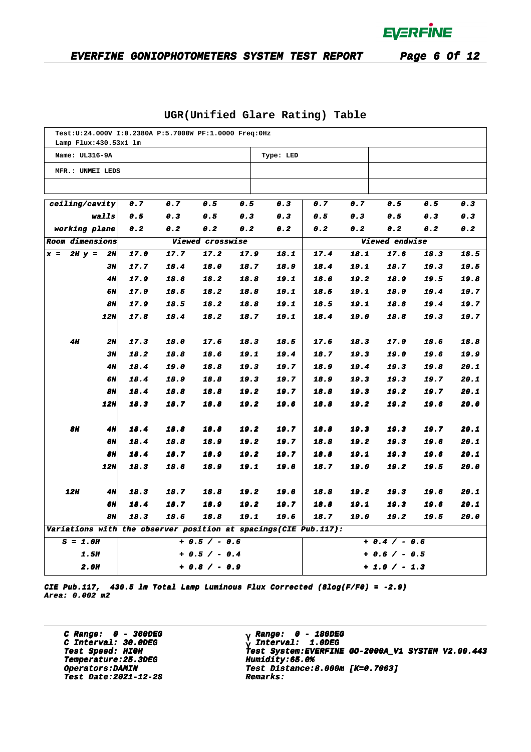## UGR(Unified Glare Rating) Table

| Test:U:24.000V I:0.2380A P:5.7000W PF:1.0000 Freq:0Hz Lamp Flux:430.53x1 lm | | | | | | | | | | |
|---|---|---|---|---|---|---|---|---|---|---|
| Name: UL316-9A | | | | | Type: LED | | | | | |
| MFR.: UNMEI LEDS | | | | | | | | | | |
| ceiling/cavity | 0.7 | 0.7 | 0.5 | 0.5 | 0.3 | 0.7 | 0.7 | 0.5 | 0.5 | 0.3 |
| walls | 0.5 | 0.3 | 0.5 | 0.3 | 0.3 | 0.5 | 0.3 | 0.5 | 0.3 | 0.3 |
| working plane | 0.2 | 0.2 | 0.2 | 0.2 | 0.2 | 0.2 | 0.2 | 0.2 | 0.2 | 0.2 |
| Room dimensions | Viewed crosswise | | | | | Viewed endwise | | | | |
| x = 2H y = 2H | 17.0 | 17.7 | 17.2 | 17.9 | 18.1 | 17.4 | 18.1 | 17.6 | 18.3 | 18.5 |
| 3H | 17.7 | 18.4 | 18.0 | 18.7 | 18.9 | 18.4 | 19.1 | 18.7 | 19.3 | 19.5 |
| 4H | 17.9 | 18.6 | 18.2 | 18.8 | 19.1 | 18.6 | 19.2 | 18.9 | 19.5 | 19.8 |
| 6H | 17.9 | 18.5 | 18.2 | 18.8 | 19.1 | 18.5 | 19.1 | 18.9 | 19.4 | 19.7 |
| 8H | 17.9 | 18.5 | 18.2 | 18.8 | 19.1 | 18.5 | 19.1 | 18.8 | 19.4 | 19.7 |
| 12H | 17.8 | 18.4 | 18.2 | 18.7 | 19.1 | 18.4 | 19.0 | 18.8 | 19.3 | 19.7 |
| 4H 2H | 17.3 | 18.0 | 17.6 | 18.3 | 18.5 | 17.6 | 18.3 | 17.9 | 18.6 | 18.8 |
| 3H | 18.2 | 18.8 | 18.6 | 19.1 | 19.4 | 18.7 | 19.3 | 19.0 | 19.6 | 19.9 |
| 4H | 18.4 | 19.0 | 18.8 | 19.3 | 19.7 | 18.9 | 19.4 | 19.3 | 19.8 | 20.1 |
| 6H | 18.4 | 18.9 | 18.8 | 19.3 | 19.7 | 18.9 | 19.3 | 19.3 | 19.7 | 20.1 |
| 8H | 18.4 | 18.8 | 18.8 | 19.2 | 19.7 | 18.8 | 19.3 | 19.2 | 19.7 | 20.1 |
| 12H | 18.3 | 18.7 | 18.8 | 19.2 | 19.6 | 18.8 | 19.2 | 19.2 | 19.6 | 20.0 |
| 8H 4H | 18.4 | 18.8 | 18.8 | 19.2 | 19.7 | 18.8 | 19.3 | 19.3 | 19.7 | 20.1 |
| 6H | 18.4 | 18.8 | 18.9 | 19.2 | 19.7 | 18.8 | 19.2 | 19.3 | 19.6 | 20.1 |
| 8H | 18.4 | 18.7 | 18.9 | 19.2 | 19.7 | 18.8 | 19.1 | 19.3 | 19.6 | 20.1 |
| 12H | 18.3 | 18.6 | 18.9 | 19.1 | 19.6 | 18.7 | 19.0 | 19.2 | 19.5 | 20.0 |
| 12H 4H | 18.3 | 18.7 | 18.8 | 19.2 | 19.6 | 18.8 | 19.2 | 19.3 | 19.6 | 20.1 |
| 6H | 18.4 | 18.7 | 18.9 | 19.2 | 19.7 | 18.8 | 19.1 | 19.3 | 19.6 | 20.1 |
| 8H | 18.3 | 18.6 | 18.8 | 19.1 | 19.6 | 18.7 | 19.0 | 19.2 | 19.5 | 20.0 |
| Variations with the observer position at spacings(CIE Pub.117): | | | | | | | | | | |
| S = 1.0H | + 0.5 / - 0.6 | | | | | + 0.4 / - 0.6 | | | | |
| 1.5H | + 0.5 / - 0.4 | | | | | + 0.6 / - 0.5 | | | | |
| 2.0H | + 0.8 / - 0.9 | | | | | + 1.0 / - 1.3 | | | | |

CIE Pub.117, 430.5 lm Total Lamp Luminous Flux Corrected (8log(F/F0) = -2.9)
Area: 0.002 m2

C Range: 0 - 360DEG
C Interval: 30.0DEG
Test Speed: HIGH
Temperature:25.3DEG
Operators:DAMIN
Test Date:2021-12-28

γ Range: 0 - 180DEG
γ Interval: 1.0DEG
Test System:EVERFINE GO-2000A_V1 SYSTEM V2.00.443
Humidity:65.0%
Test Distance:8.000m [K=0.7063]
Remarks: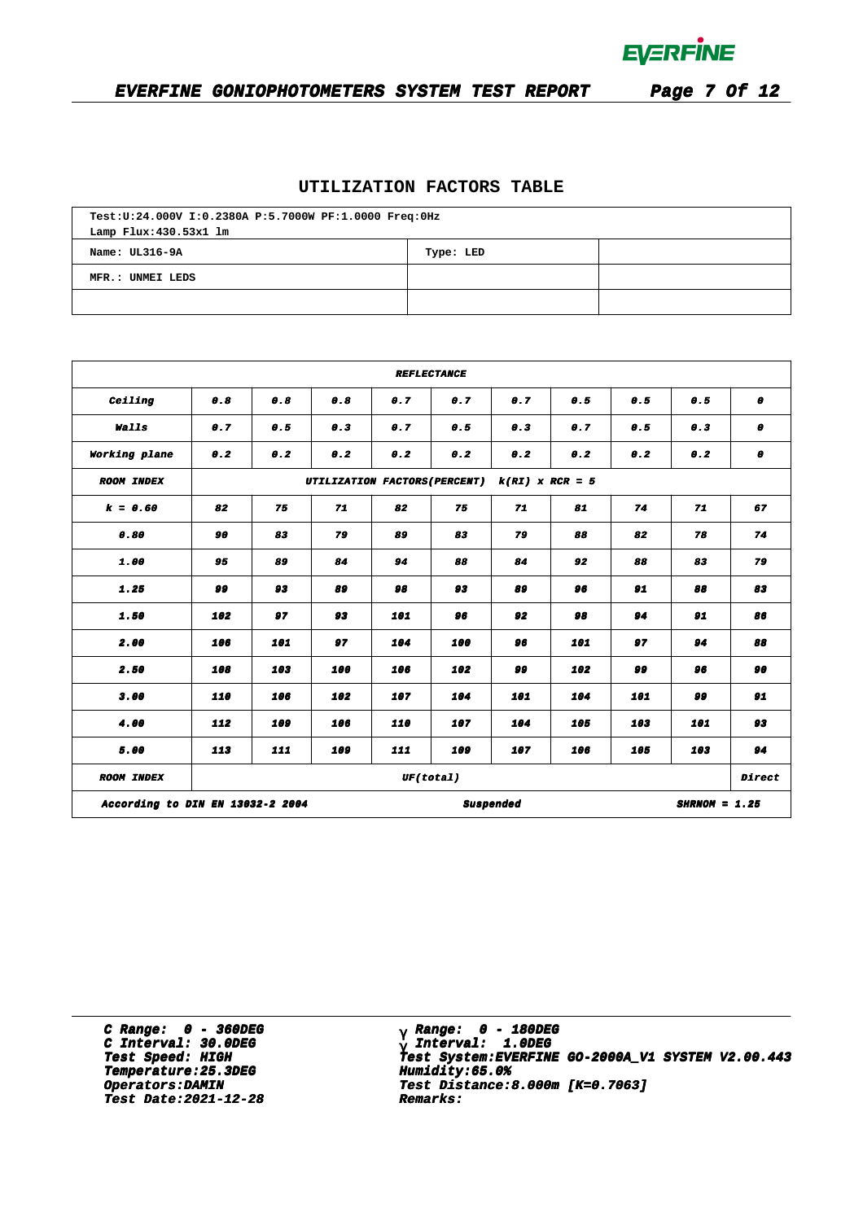## UTILIZATION FACTORS TABLE

| Test:U:24.000V I:0.2380A P:5.7000W PF:1.0000 Freq:0Hz<br>Lamp Flux:430.53x1 lm | | |
|---|---|---|
| Name: UL316-9A | Type: LED | |
| MFR.: UNMEI LEDS | | |
| | | |

| REFLECTANCE | | | | | | | | | | |
|---|---|---|---|---|---|---|---|---|---|---|
| Ceiling | 0.8 | 0.8 | 0.8 | 0.7 | 0.7 | 0.7 | 0.5 | 0.5 | 0.5 | 0 |
| Walls | 0.7 | 0.5 | 0.3 | 0.7 | 0.5 | 0.3 | 0.7 | 0.5 | 0.3 | 0 |
| Working plane | 0.2 | 0.2 | 0.2 | 0.2 | 0.2 | 0.2 | 0.2 | 0.2 | 0.2 | 0 |
| ROOM INDEX | UTILIZATION FACTORS(PERCENT) k(RI) x RCR = 5 | | | | | | | | | |
| k = 0.60 | 82 | 75 | 71 | 82 | 75 | 71 | 81 | 74 | 71 | 67 |
| 0.80 | 90 | 83 | 79 | 89 | 83 | 79 | 88 | 82 | 78 | 74 |
| 1.00 | 95 | 89 | 84 | 94 | 88 | 84 | 92 | 88 | 83 | 79 |
| 1.25 | 99 | 93 | 89 | 98 | 93 | 89 | 96 | 91 | 88 | 83 |
| 1.50 | 102 | 97 | 93 | 101 | 96 | 92 | 98 | 94 | 91 | 86 |
| 2.00 | 106 | 101 | 97 | 104 | 100 | 96 | 101 | 97 | 94 | 88 |
| 2.50 | 108 | 103 | 100 | 106 | 102 | 99 | 102 | 99 | 96 | 90 |
| 3.00 | 110 | 106 | 102 | 107 | 104 | 101 | 104 | 101 | 99 | 91 |
| 4.00 | 112 | 109 | 106 | 110 | 107 | 104 | 105 | 103 | 101 | 93 |
| 5.00 | 113 | 111 | 109 | 111 | 109 | 107 | 106 | 105 | 103 | 94 |
| ROOM INDEX | UF(total) | | | | | | | | | Direct |
| According to DIN EN 13032-2 2004 | | | | | Suspended | | | | SHRNOM = 1.25 | |

C Range: 0 - 360DEG
C Interval: 30.0DEG
Test Speed: HIGH
Temperature:25.3DEG
Operators:DAMIN
Test Date:2021-12-28

γ Range: 0 - 180DEG
γ Interval: 1.0DEG
Test System:EVERFINE GO-2000A_V1 SYSTEM V2.00.443
Humidity:65.0%
Test Distance:8.000m [K=0.7063]
Remarks: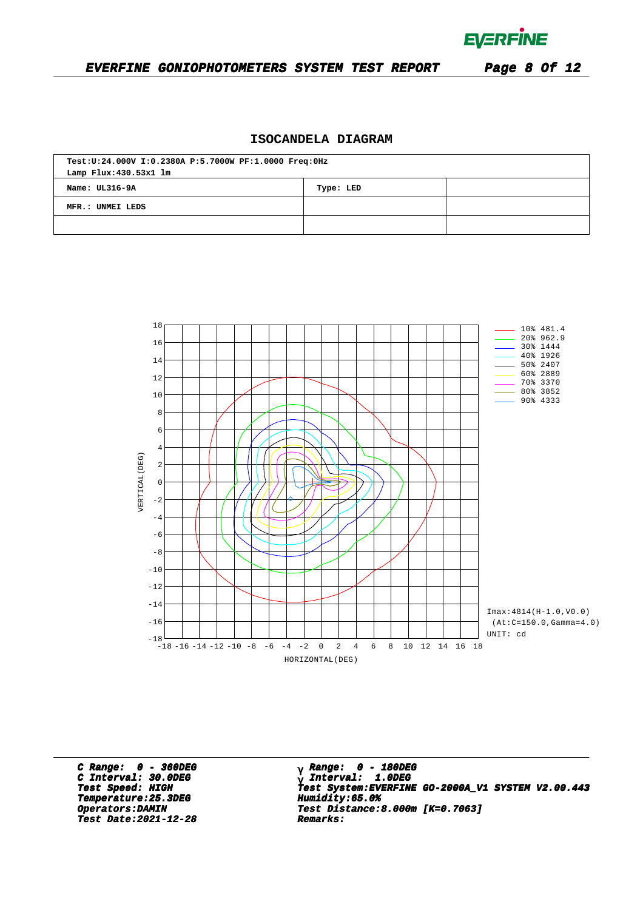# ISOCANDELA DIAGRAM

| Test:U:24.000V I:0.2380A P:5.7000W PF:1.0000 Freq:0Hz<br>Lamp Flux:430.53x1 lm | | |
|---|---|---|
| Name: UL316-9A | Type: LED | |
| MFR.: UNMEI LEDS | | |
| | | |

| Level | cd |
|---|---|
| 10% | 481.4 |
| 20% | 962.9 |
| 30% | 1444 |
| 40% | 1926 |
| 50% | 2407 |
| 60% | 2889 |
| 70% | 3370 |
| 80% | 3852 |
| 90% | 4333 |

Imax:4814(H-1.0,V0.0)
(At:C=150.0,Gamma=4.0)
UNIT: cd

VERTICAL(DEG) / HORIZONTAL(DEG)

***C Range: 0 - 360DEG***
***C Interval: 30.0DEG***
***Test Speed: HIGH***
***Temperature:25.3DEG***
***Operators:DAMIN***
***Test Date:2021-12-28***

***γ Range: 0 - 180DEG***
***γ Interval: 1.0DEG***
***Test System:EVERFINE GO-2000A_V1 SYSTEM V2.00.443***
***Humidity:65.0%***
***Test Distance:8.000m [K=0.7063]***
***Remarks:***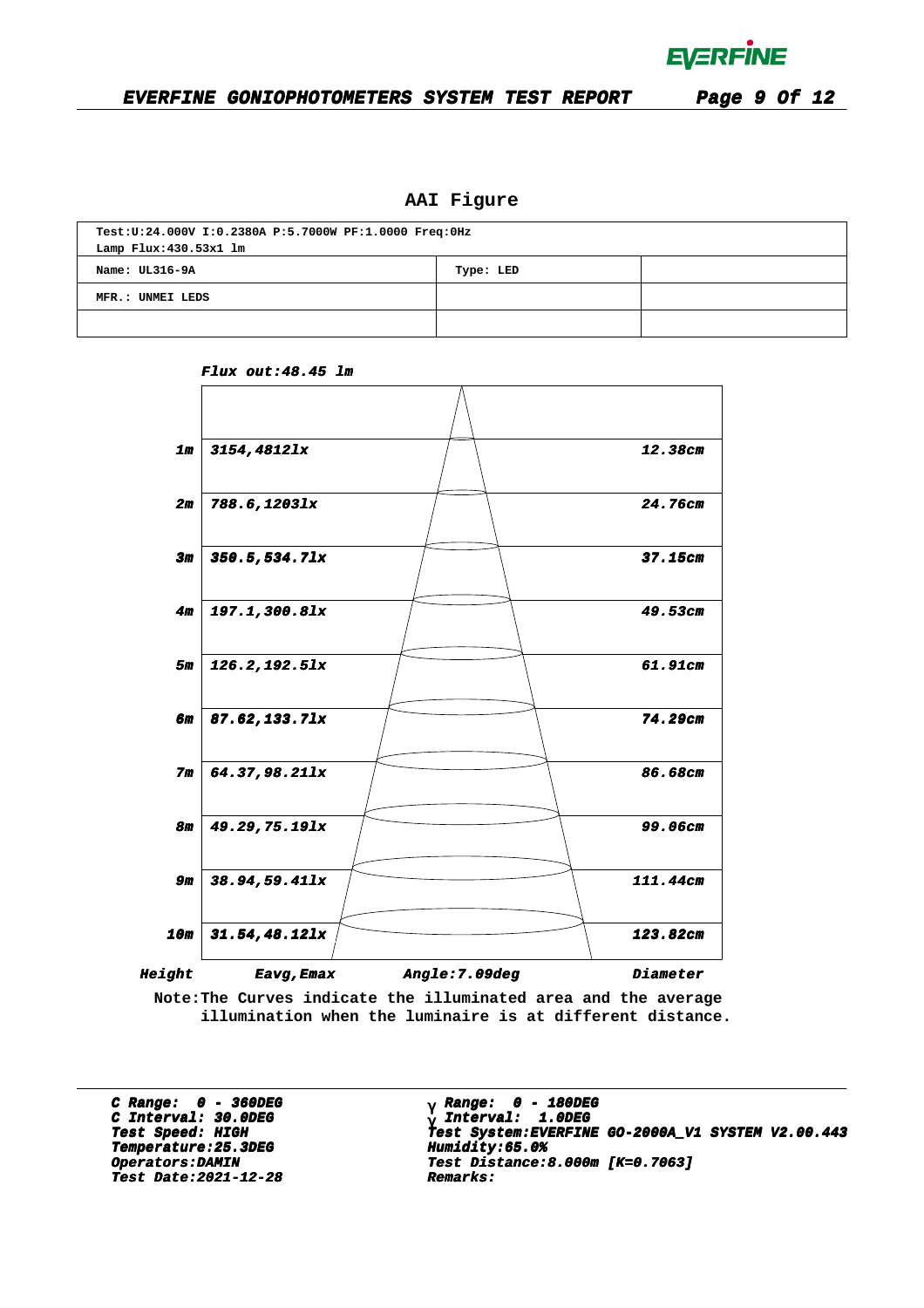# AAI Figure

| Test:U:24.000V I:0.2380A P:5.7000W PF:1.0000 Freq:0Hz<br>Lamp Flux:430.53x1 lm | | |
|---|---|---|
| Name: UL316-9A | Type: LED | |
| MFR.: UNMEI LEDS | | |
| | | |

*Flux out:48.45 lm*

| Height | Eavg,Emax | Diameter |
|---|---|---|
| 1m | 3154,4812lx | 12.38cm |
| 2m | 788.6,1203lx | 24.76cm |
| 3m | 350.5,534.7lx | 37.15cm |
| 4m | 197.1,300.8lx | 49.53cm |
| 5m | 126.2,192.5lx | 61.91cm |
| 6m | 87.62,133.7lx | 74.29cm |
| 7m | 64.37,98.21lx | 86.68cm |
| 8m | 49.29,75.19lx | 99.06cm |
| 9m | 38.94,59.41lx | 111.44cm |
| 10m | 31.54,48.12lx | 123.82cm |

*Angle:7.09deg*

Note:The Curves indicate the illuminated area and the average illumination when the luminaire is at different distance.

---

***C Range: 0 - 360DEG***
***C Interval: 30.0DEG***
***Test Speed: HIGH***
***Temperature:25.3DEG***
***Operators:DAMIN***
***Test Date:2021-12-28***

***γ Range: 0 - 180DEG***
***γ Interval: 1.0DEG***
***Test System:EVERFINE GO-2000A_V1 SYSTEM V2.00.443***
***Humidity:65.0%***
***Test Distance:8.000m [K=0.7063]***
***Remarks:***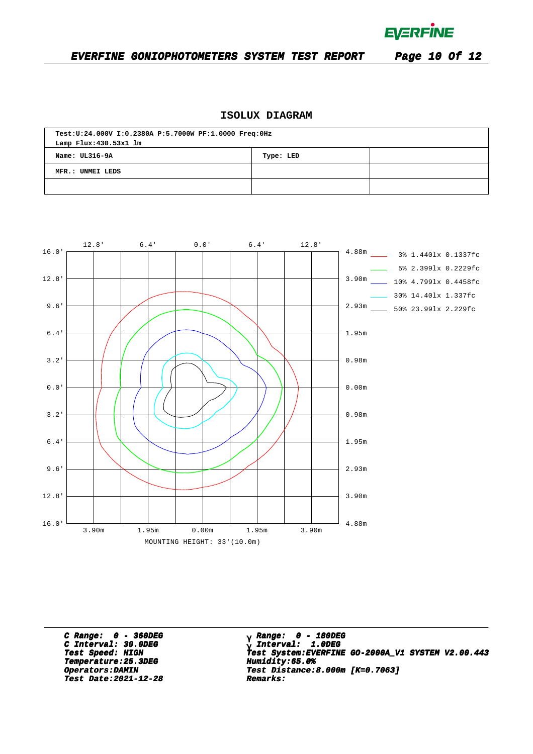# ISOLUX DIAGRAM

| Test:U:24.000V I:0.2380A P:5.7000W PF:1.0000 Freq:0Hz Lamp Flux:430.53x1 lm | | |
|---|---|---|
| Name: UL316-9A | Type: LED | |
| MFR.: UNMEI LEDS | | |
| | | |

3% 1.440lx 0.1337fc
5% 2.399lx 0.2229fc
10% 4.799lx 0.4458fc
30% 14.40lx 1.337fc
50% 23.99lx 2.229fc

MOUNTING HEIGHT: 33'(10.0m)

**C Range: 0 - 360DEG**
**C Interval: 30.0DEG**
**Test Speed: HIGH**
**Temperature:25.3DEG**
**Operators:DAMIN**
**Test Date:2021-12-28**

**γ Range: 0 - 180DEG**
**γ Interval: 1.0DEG**
**Test System:EVERFINE GO-2000A_V1 SYSTEM V2.00.443**
**Humidity:65.0%**
**Test Distance:8.000m [K=0.7063]**
**Remarks:**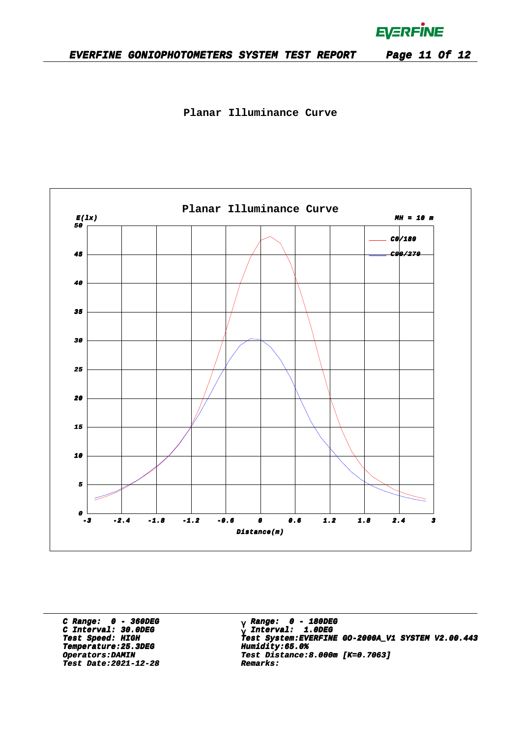## Planar Illuminance Curve

Planar Illuminance Curve

E(lx)

MH = 10 m

— C0/180
— C90/270

Distance(m)

C Range: 0 - 360DEG
C Interval: 30.0DEG
Test Speed: HIGH
Temperature:25.3DEG
Operators:DAMIN
Test Date:2021-12-28

γ Range: 0 - 180DEG
γ Interval: 1.0DEG
Test System:EVERFINE GO-2000A_V1 SYSTEM V2.00.443
Humidity:65.0%
Test Distance:8.000m [K=0.7063]
Remarks: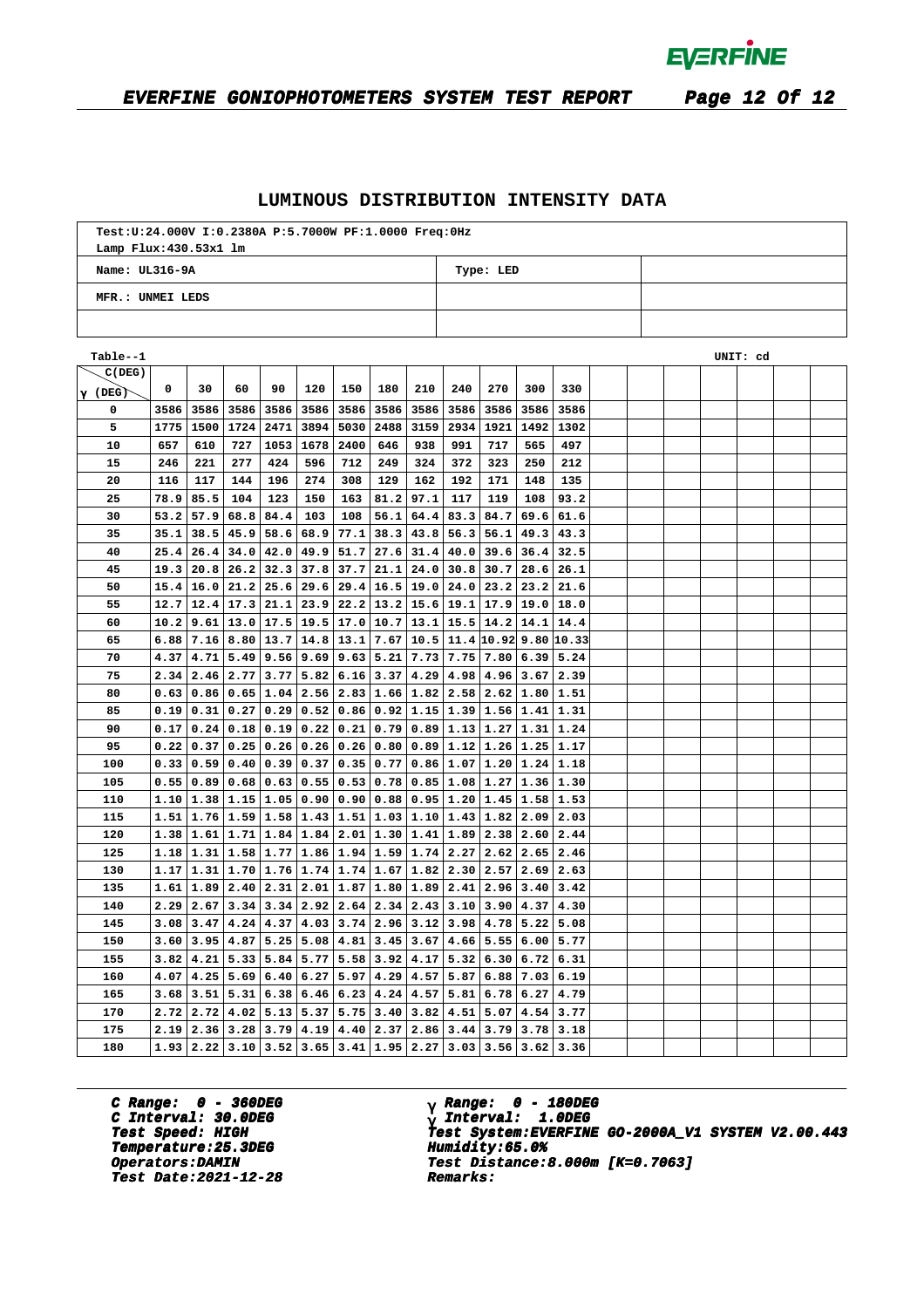## LUMINOUS DISTRIBUTION INTENSITY DATA

| | | |
|---|---|---|
| Test:U:24.000V I:0.2380A P:5.7000W PF:1.0000 Freq:0Hz<br>Lamp Flux:430.53x1 lm | | |
| Name: UL316-9A | Type: LED | |
| MFR.: UNMEI LEDS | | |
| | | |

Table--1 UNIT: cd

| γ (DEG) \ C(DEG) | 0 | 30 | 60 | 90 | 120 | 150 | 180 | 210 | 240 | 270 | 300 | 330 |
|---|---|---|---|---|---|---|---|---|---|---|---|---|
| 0 | 3586 | 3586 | 3586 | 3586 | 3586 | 3586 | 3586 | 3586 | 3586 | 3586 | 3586 | 3586 |
| 5 | 1775 | 1500 | 1724 | 2471 | 3894 | 5030 | 2488 | 3159 | 2934 | 1921 | 1492 | 1302 |
| 10 | 657 | 610 | 727 | 1053 | 1678 | 2400 | 646 | 938 | 991 | 717 | 565 | 497 |
| 15 | 246 | 221 | 277 | 424 | 596 | 712 | 249 | 324 | 372 | 323 | 250 | 212 |
| 20 | 116 | 117 | 144 | 196 | 274 | 308 | 129 | 162 | 192 | 171 | 148 | 135 |
| 25 | 78.9 | 85.5 | 104 | 123 | 150 | 163 | 81.2 | 97.1 | 117 | 119 | 108 | 93.2 |
| 30 | 53.2 | 57.9 | 68.8 | 84.4 | 103 | 108 | 56.1 | 64.4 | 83.3 | 84.7 | 69.6 | 61.6 |
| 35 | 35.1 | 38.5 | 45.9 | 58.6 | 68.9 | 77.1 | 38.3 | 43.8 | 56.3 | 56.1 | 49.3 | 43.3 |
| 40 | 25.4 | 26.4 | 34.0 | 42.0 | 49.9 | 51.7 | 27.6 | 31.4 | 40.0 | 39.6 | 36.4 | 32.5 |
| 45 | 19.3 | 20.8 | 26.2 | 32.3 | 37.8 | 37.7 | 21.1 | 24.0 | 30.8 | 30.7 | 28.6 | 26.1 |
| 50 | 15.4 | 16.0 | 21.2 | 25.6 | 29.6 | 29.4 | 16.5 | 19.0 | 24.0 | 23.2 | 23.2 | 21.6 |
| 55 | 12.7 | 12.4 | 17.3 | 21.1 | 23.9 | 22.2 | 13.2 | 15.6 | 19.1 | 17.9 | 19.0 | 18.0 |
| 60 | 10.2 | 9.61 | 13.0 | 17.5 | 19.5 | 17.0 | 10.7 | 13.1 | 15.5 | 14.2 | 14.1 | 14.4 |
| 65 | 6.88 | 7.16 | 8.80 | 13.7 | 14.8 | 13.1 | 7.67 | 10.5 | 11.4 | 10.92 | 9.80 | 10.33 |
| 70 | 4.37 | 4.71 | 5.49 | 9.56 | 9.69 | 9.63 | 5.21 | 7.73 | 7.75 | 7.80 | 6.39 | 5.24 |
| 75 | 2.34 | 2.46 | 2.77 | 3.77 | 5.82 | 6.16 | 3.37 | 4.29 | 4.98 | 4.96 | 3.67 | 2.39 |
| 80 | 0.63 | 0.86 | 0.65 | 1.04 | 2.56 | 2.83 | 1.66 | 1.82 | 2.58 | 2.62 | 1.80 | 1.51 |
| 85 | 0.19 | 0.31 | 0.27 | 0.29 | 0.52 | 0.86 | 0.92 | 1.15 | 1.39 | 1.56 | 1.41 | 1.31 |
| 90 | 0.17 | 0.24 | 0.18 | 0.19 | 0.22 | 0.21 | 0.79 | 0.89 | 1.13 | 1.27 | 1.31 | 1.24 |
| 95 | 0.22 | 0.37 | 0.25 | 0.26 | 0.26 | 0.26 | 0.80 | 0.89 | 1.12 | 1.26 | 1.25 | 1.17 |
| 100 | 0.33 | 0.59 | 0.40 | 0.39 | 0.37 | 0.35 | 0.77 | 0.86 | 1.07 | 1.20 | 1.24 | 1.18 |
| 105 | 0.55 | 0.89 | 0.68 | 0.63 | 0.55 | 0.53 | 0.78 | 0.85 | 1.08 | 1.27 | 1.36 | 1.30 |
| 110 | 1.10 | 1.38 | 1.15 | 1.05 | 0.90 | 0.90 | 0.88 | 0.95 | 1.20 | 1.45 | 1.58 | 1.53 |
| 115 | 1.51 | 1.76 | 1.59 | 1.58 | 1.43 | 1.51 | 1.03 | 1.10 | 1.43 | 1.82 | 2.09 | 2.03 |
| 120 | 1.38 | 1.61 | 1.71 | 1.84 | 1.84 | 2.01 | 1.30 | 1.41 | 1.89 | 2.38 | 2.60 | 2.44 |
| 125 | 1.18 | 1.31 | 1.58 | 1.77 | 1.86 | 1.94 | 1.59 | 1.74 | 2.27 | 2.62 | 2.65 | 2.46 |
| 130 | 1.17 | 1.31 | 1.70 | 1.76 | 1.74 | 1.74 | 1.67 | 1.82 | 2.30 | 2.57 | 2.69 | 2.63 |
| 135 | 1.61 | 1.89 | 2.40 | 2.31 | 2.01 | 1.87 | 1.80 | 1.89 | 2.41 | 2.96 | 3.40 | 3.42 |
| 140 | 2.29 | 2.67 | 3.34 | 3.34 | 2.92 | 2.64 | 2.34 | 2.43 | 3.10 | 3.90 | 4.37 | 4.30 |
| 145 | 3.08 | 3.47 | 4.24 | 4.37 | 4.03 | 3.74 | 2.96 | 3.12 | 3.98 | 4.78 | 5.22 | 5.08 |
| 150 | 3.60 | 3.95 | 4.87 | 5.25 | 5.08 | 4.81 | 3.45 | 3.67 | 4.66 | 5.55 | 6.00 | 5.77 |
| 155 | 3.82 | 4.21 | 5.33 | 5.84 | 5.77 | 5.58 | 3.92 | 4.17 | 5.32 | 6.30 | 6.72 | 6.31 |
| 160 | 4.07 | 4.25 | 5.69 | 6.40 | 6.27 | 5.97 | 4.29 | 4.57 | 5.87 | 6.88 | 7.03 | 6.19 |
| 165 | 3.68 | 3.51 | 5.31 | 6.38 | 6.46 | 6.23 | 4.24 | 4.57 | 5.81 | 6.78 | 6.27 | 4.79 |
| 170 | 2.72 | 2.72 | 4.02 | 5.13 | 5.37 | 5.75 | 3.40 | 3.82 | 4.51 | 5.07 | 4.54 | 3.77 |
| 175 | 2.19 | 2.36 | 3.28 | 3.79 | 4.19 | 4.40 | 2.37 | 2.86 | 3.44 | 3.79 | 3.78 | 3.18 |
| 180 | 1.93 | 2.22 | 3.10 | 3.52 | 3.65 | 3.41 | 1.95 | 2.27 | 3.03 | 3.56 | 3.62 | 3.36 |

C Range: 0 - 360DEG
C Interval: 30.0DEG
Test Speed: HIGH
Temperature:25.3DEG
Operators:DAMIN
Test Date:2021-12-28

γ Range: 0 - 180DEG
γ Interval: 1.0DEG
Test System:EVERFINE GO-2000A_V1 SYSTEM V2.00.443
Humidity:65.0%
Test Distance:8.000m [K=0.7063]
Remarks: